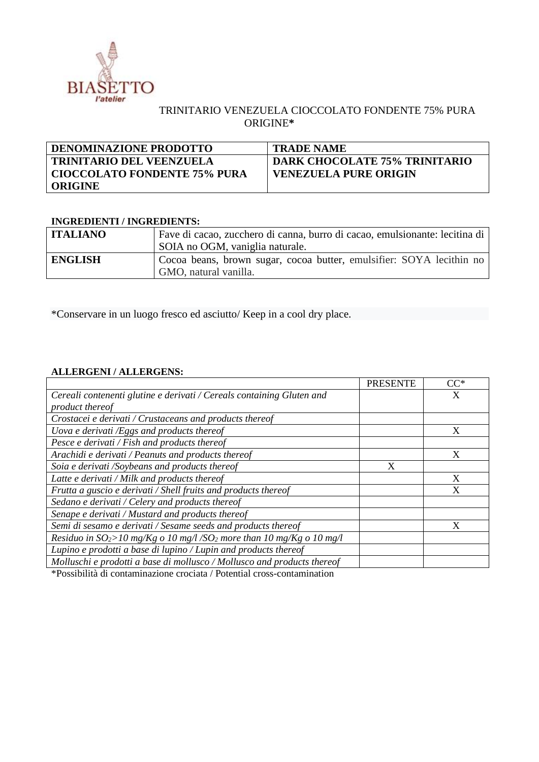BIASETTO
l'atelier

TRINITARIO VENEZUELA CIOCCOLATO FONDENTE 75% PURA ORIGINE**

| DENOMINAZIONE PRODOTTO | TRADE NAME |
|---|---|
| TRINITARIO DEL VEENZUELA CIOCCOLATO FONDENTE 75% PURA ORIGINE | DARK CHOCOLATE 75% TRINITARIO VENEZUELA PURE ORIGIN |

**INGREDIENTI / INGREDIENTS:**

| | |
|---|---|
| **ITALIANO** | Fave di cacao, zucchero di canna, burro di cacao, emulsionante: lecitina di SOIA no OGM, vaniglia naturale. |
| **ENGLISH** | Cocoa beans, brown sugar, cocoa butter, emulsifier: SOYA lecithin no GMO, natural vanilla. |

*Conservare in un luogo fresco ed asciutto/ Keep in a cool dry place.

**ALLERGENI / ALLERGENS:**

| | PRESENTE | CC* |
|---|---|---|
| *Cereali contenenti glutine e derivati / Cereals containing Gluten and product thereof* | | X |
| *Crostacei e derivati / Crustaceans and products thereof* | | |
| *Uova e derivati /Eggs and products thereof* | | X |
| *Pesce e derivati / Fish and products thereof* | | |
| *Arachidi e derivati / Peanuts and products thereof* | | X |
| *Soia e derivati /Soybeans and products thereof* | X | |
| *Latte e derivati / Milk and products thereof* | | X |
| *Frutta a guscio e derivati / Shell fruits and products thereof* | | X |
| *Sedano e derivati / Celery and products thereof* | | |
| *Senape e derivati / Mustard and products thereof* | | |
| *Semi di sesamo e derivati / Sesame seeds and products thereof* | | X |
| *Residuo in $SO_2$>10 mg/Kg o 10 mg/l /$SO_2$ more than 10 mg/Kg o 10 mg/l* | | |
| *Lupino e prodotti a base di lupino / Lupin and products thereof* | | |
| *Molluschi e prodotti a base di mollusco / Mollusco and products thereof* | | |

*Possibilità di contaminazione crociata / Potential cross-contamination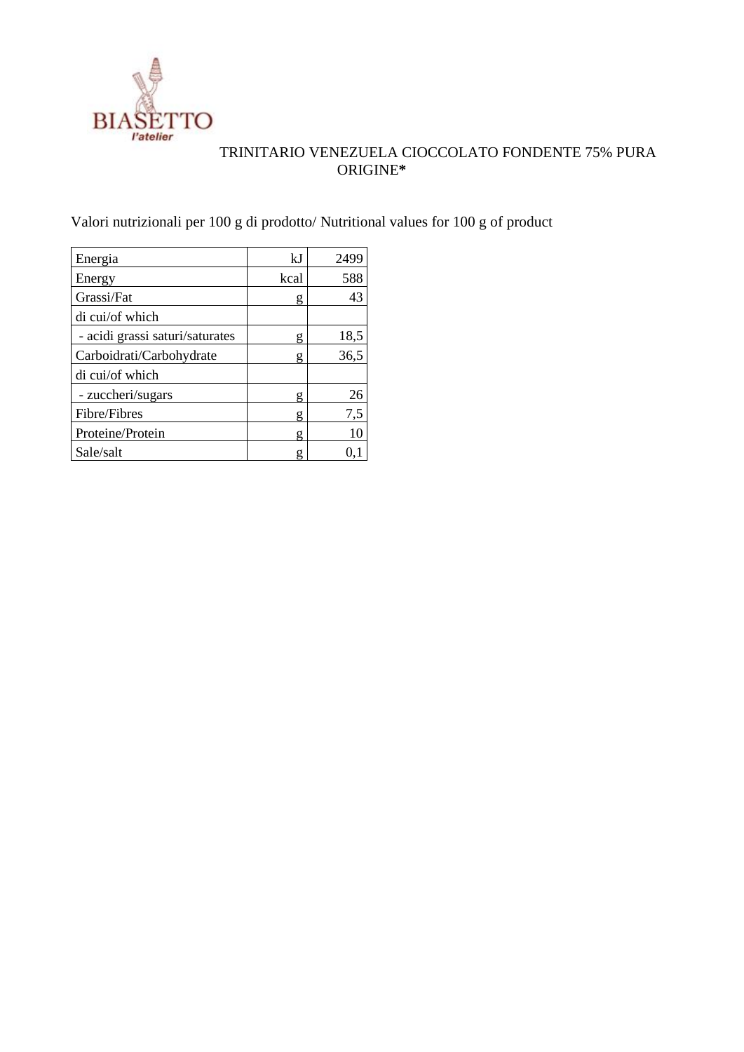BIASETTO
l'atelier

TRINITARIO VENEZUELA CIOCCOLATO FONDENTE 75% PURA ORIGINE*

Valori nutrizionali per 100 g di prodotto/ Nutritional values for 100 g of product

| | | |
|---|---|---|
| Energia | kJ | 2499 |
| Energy | kcal | 588 |
| Grassi/Fat | g | 43 |
| di cui/of which | | |
| - acidi grassi saturi/saturates | g | 18,5 |
| Carboidrati/Carbohydrate | g | 36,5 |
| di cui/of which | | |
| - zuccheri/sugars | g | 26 |
| Fibre/Fibres | g | 7,5 |
| Proteine/Protein | g | 10 |
| Sale/salt | g | 0,1 |